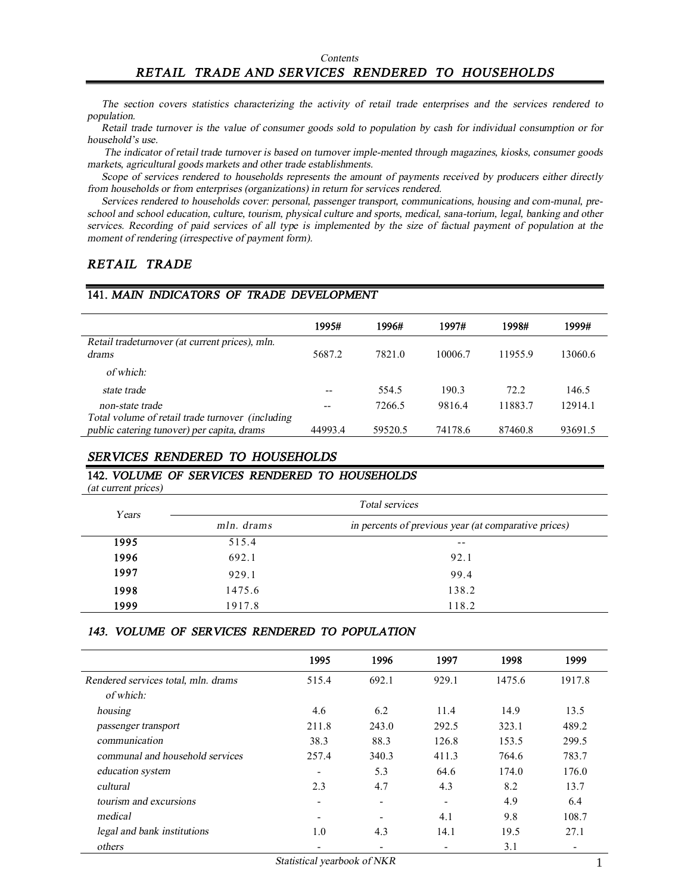*Contents*

# *RETAIL TRADE AND SERVICES RENDERED TO HOUSEHOLDS*

*The section covers statistics characterizing the activity of retail trade enterprises and the services rendered to population.*

*Retail trade turnover is the value of consumer goods sold to population by cash for individual consumption or for household's use.*

*The indicator of retail trade turnover is based on turnover imple-mented through magazines, kiosks, consumer goods markets, agricultural goods markets and other trade establishments.*

*Scope of services rendered to households represents the amount of payments received by producers either directly from households or from enterprises (organizations) in return for services rendered.*

*Services rendered to households cover: personal, passenger transport, communications, housing and com-munal, pre-school and school education, culture, tourism, physical culture and sports, medical, sana-torium, legal, banking and other services. Recording of paid services of all type is implemented by the size of factual payment of population at the moment of rendering (irrespective of payment form).*

## *RETAIL TRADE*

### 141. *MAIN INDICATORS OF TRADE DEVELOPMENT*

| | 1995# | 1996# | 1997# | 1998# | 1999# |
|---|---|---|---|---|---|
| *Retail tradeturnover (at current prices), mln. drams* | 5687.2 | 7821.0 | 10006.7 | 11955.9 | 13060.6 |
| *of which:* | | | | | |
| *state trade* | -- | 554.5 | 190.3 | 72.2 | 146.5 |
| *non-state trade* | -- | 7266.5 | 9816.4 | 11883.7 | 12914.1 |
| *Total volume of retail trade turnover (including public catering tunover) per capita, drams* | 44993.4 | 59520.5 | 74178.6 | 87460.8 | 93691.5 |

## *SERVICES RENDERED TO HOUSEHOLDS*

### 142. *VOLUME OF SERVICES RENDERED TO HOUSEHOLDS*

*(at current prices)*

| *Years* | *Total services* | |
|---|---|---|
| | *mln. drams* | *in percents of previous year (at comparative prices)* |
| **1995** | 515.4 | -- |
| **1996** | 692.1 | 92.1 |
| **1997** | 929.1 | 99.4 |
| **1998** | 1475.6 | 138.2 |
| **1999** | 1917.8 | 118.2 |

### *143. VOLUME OF SERVICES RENDERED TO POPULATION*

| | 1995 | 1996 | 1997 | 1998 | 1999 |
|---|---|---|---|---|---|
| *Rendered services total, mln. drams* | 515.4 | 692.1 | 929.1 | 1475.6 | 1917.8 |
| *of which:* | | | | | |
| *housing* | 4.6 | 6.2 | 11.4 | 14.9 | 13.5 |
| *passenger transport* | 211.8 | 243.0 | 292.5 | 323.1 | 489.2 |
| *communication* | 38.3 | 88.3 | 126.8 | 153.5 | 299.5 |
| *communal and household services* | 257.4 | 340.3 | 411.3 | 764.6 | 783.7 |
| *education system* | - | 5.3 | 64.6 | 174.0 | 176.0 |
| *cultural* | 2.3 | 4.7 | 4.3 | 8.2 | 13.7 |
| *tourism and excursions* | - | - | - | 4.9 | 6.4 |
| *medical* | - | - | 4.1 | 9.8 | 108.7 |
| *legal and bank institutions* | 1.0 | 4.3 | 14.1 | 19.5 | 27.1 |
| *others* | - | - | - | 3.1 | - |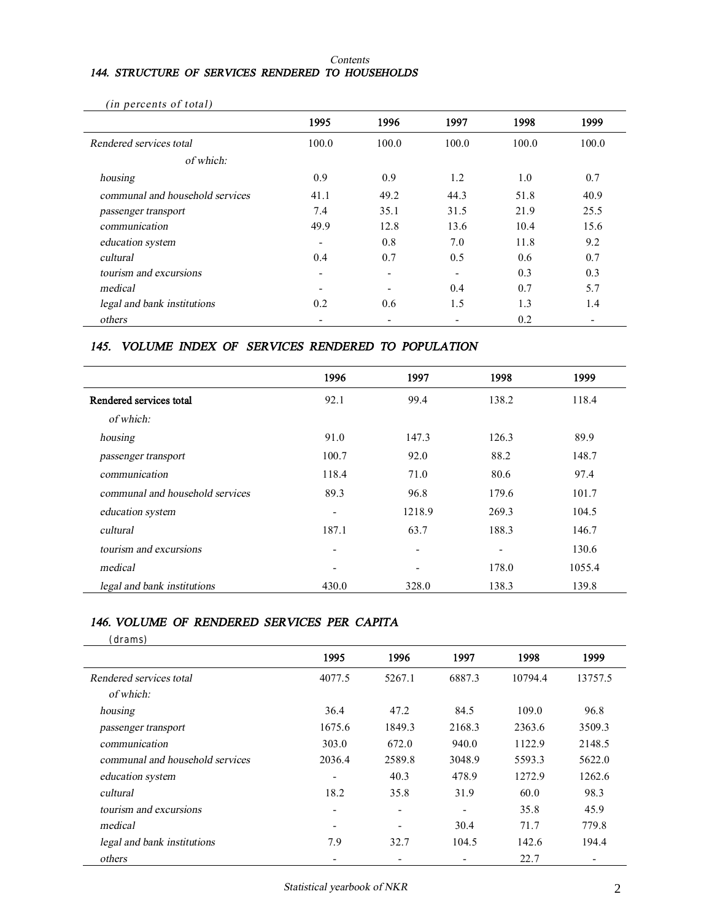Contents

## 144. STRUCTURE OF SERVICES RENDERED TO HOUSEHOLDS

*(in percents of total)*

| | 1995 | 1996 | 1997 | 1998 | 1999 |
|---|---|---|---|---|---|
| *Rendered services total* | 100.0 | 100.0 | 100.0 | 100.0 | 100.0 |
| *of which:* | | | | | |
| *housing* | 0.9 | 0.9 | 1.2 | 1.0 | 0.7 |
| *communal and household services* | 41.1 | 49.2 | 44.3 | 51.8 | 40.9 |
| *passenger transport* | 7.4 | 35.1 | 31.5 | 21.9 | 25.5 |
| *communication* | 49.9 | 12.8 | 13.6 | 10.4 | 15.6 |
| *education system* | - | 0.8 | 7.0 | 11.8 | 9.2 |
| *cultural* | 0.4 | 0.7 | 0.5 | 0.6 | 0.7 |
| *tourism and excursions* | - | - | - | 0.3 | 0.3 |
| *medical* | - | - | 0.4 | 0.7 | 5.7 |
| *legal and bank institutions* | 0.2 | 0.6 | 1.5 | 1.3 | 1.4 |
| *others* | - | - | - | 0.2 | - |

## 145. VOLUME INDEX OF SERVICES RENDERED TO POPULATION

| | 1996 | 1997 | 1998 | 1999 |
|---|---|---|---|---|
| **Rendered services total** | 92.1 | 99.4 | 138.2 | 118.4 |
| *of which:* | | | | |
| *housing* | 91.0 | 147.3 | 126.3 | 89.9 |
| *passenger transport* | 100.7 | 92.0 | 88.2 | 148.7 |
| *communication* | 118.4 | 71.0 | 80.6 | 97.4 |
| *communal and household services* | 89.3 | 96.8 | 179.6 | 101.7 |
| *education system* | - | 1218.9 | 269.3 | 104.5 |
| *cultural* | 187.1 | 63.7 | 188.3 | 146.7 |
| *tourism and excursions* | - | - | - | 130.6 |
| *medical* | - | - | 178.0 | 1055.4 |
| *legal and bank institutions* | 430.0 | 328.0 | 138.3 | 139.8 |

## 146. VOLUME OF RENDERED SERVICES PER CAPITA

(drams)

| | 1995 | 1996 | 1997 | 1998 | 1999 |
|---|---|---|---|---|---|
| *Rendered services total* | 4077.5 | 5267.1 | 6887.3 | 10794.4 | 13757.5 |
| *of which:* | | | | | |
| *housing* | 36.4 | 47.2 | 84.5 | 109.0 | 96.8 |
| *passenger transport* | 1675.6 | 1849.3 | 2168.3 | 2363.6 | 3509.3 |
| *communication* | 303.0 | 672.0 | 940.0 | 1122.9 | 2148.5 |
| *communal and household services* | 2036.4 | 2589.8 | 3048.9 | 5593.3 | 5622.0 |
| *education system* | - | 40.3 | 478.9 | 1272.9 | 1262.6 |
| *cultural* | 18.2 | 35.8 | 31.9 | 60.0 | 98.3 |
| *tourism and excursions* | - | - | - | 35.8 | 45.9 |
| *medical* | - | - | 30.4 | 71.7 | 779.8 |
| *legal and bank institutions* | 7.9 | 32.7 | 104.5 | 142.6 | 194.4 |
| *others* | - | - | - | 22.7 | - |